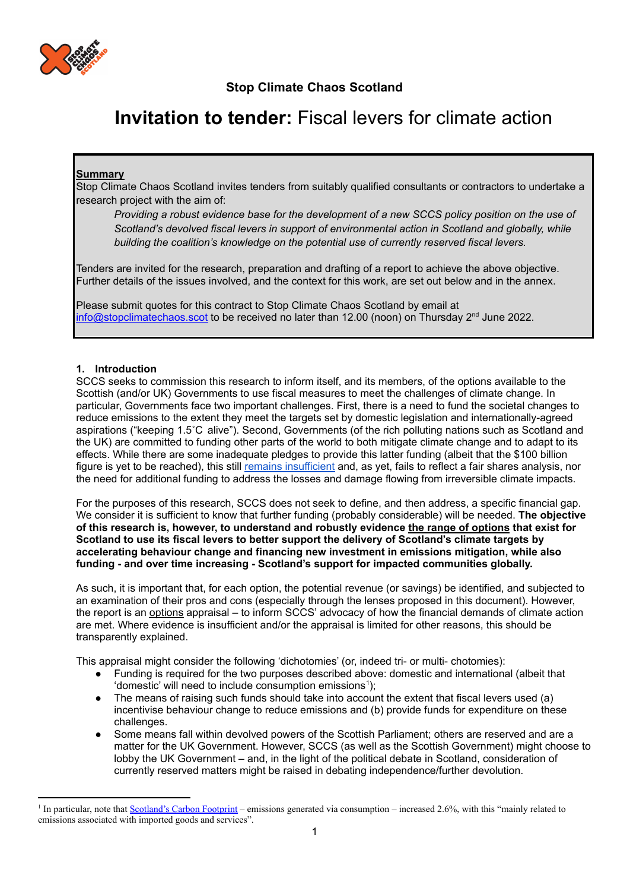**Stop Climate Chaos Scotland**

# **Invitation to tender:** Fiscal levers for climate action

**Summary**

Stop Climate Chaos Scotland invites tenders from suitably qualified consultants or contractors to undertake a research project with the aim of:

> *Providing a robust evidence base for the development of a new SCCS policy position on the use of Scotland's devolved fiscal levers in support of environmental action in Scotland and globally, while building the coalition's knowledge on the potential use of currently reserved fiscal levers.*

Tenders are invited for the research, preparation and drafting of a report to achieve the above objective. Further details of the issues involved, and the context for this work, are set out below and in the annex.

Please submit quotes for this contract to Stop Climate Chaos Scotland by email at info@stopclimatechaos.scot to be received no later than 12.00 (noon) on Thursday 2nd June 2022.

### 1. Introduction

SCCS seeks to commission this research to inform itself, and its members, of the options available to the Scottish (and/or UK) Governments to use fiscal measures to meet the challenges of climate change. In particular, Governments face two important challenges. First, there is a need to fund the societal changes to reduce emissions to the extent they meet the targets set by domestic legislation and internationally-agreed aspirations ("keeping 1.5˚C alive"). Second, Governments (of the rich polluting nations such as Scotland and the UK) are committed to funding other parts of the world to both mitigate climate change and to adapt to its effects. While there are some inadequate pledges to provide this latter funding (albeit that the $100 billion figure is yet to be reached), this still remains insufficient and, as yet, fails to reflect a fair shares analysis, nor the need for additional funding to address the losses and damage flowing from irreversible climate impacts.

For the purposes of this research, SCCS does not seek to define, and then address, a specific financial gap. We consider it is sufficient to know that further funding (probably considerable) will be needed. **The objective of this research is, however, to understand and robustly evidence the range of options that exist for Scotland to use its fiscal levers to better support the delivery of Scotland's climate targets by accelerating behaviour change and financing new investment in emissions mitigation, while also funding - and over time increasing - Scotland's support for impacted communities globally.**

As such, it is important that, for each option, the potential revenue (or savings) be identified, and subjected to an examination of their pros and cons (especially through the lenses proposed in this document). However, the report is an options appraisal – to inform SCCS' advocacy of how the financial demands of climate action are met. Where evidence is insufficient and/or the appraisal is limited for other reasons, this should be transparently explained.

This appraisal might consider the following 'dichotomies' (or, indeed tri- or multi- chotomies):

- Funding is required for the two purposes described above: domestic and international (albeit that 'domestic' will need to include consumption emissions[1]);
- The means of raising such funds should take into account the extent that fiscal levers used (a) incentivise behaviour change to reduce emissions and (b) provide funds for expenditure on these challenges.
- Some means fall within devolved powers of the Scottish Parliament; others are reserved and are a matter for the UK Government. However, SCCS (as well as the Scottish Government) might choose to lobby the UK Government – and, in the light of the political debate in Scotland, consideration of currently reserved matters might be raised in debating independence/further devolution.

---

[1] In particular, note that Scotland's Carbon Footprint – emissions generated via consumption – increased 2.6%, with this "mainly related to emissions associated with imported goods and services".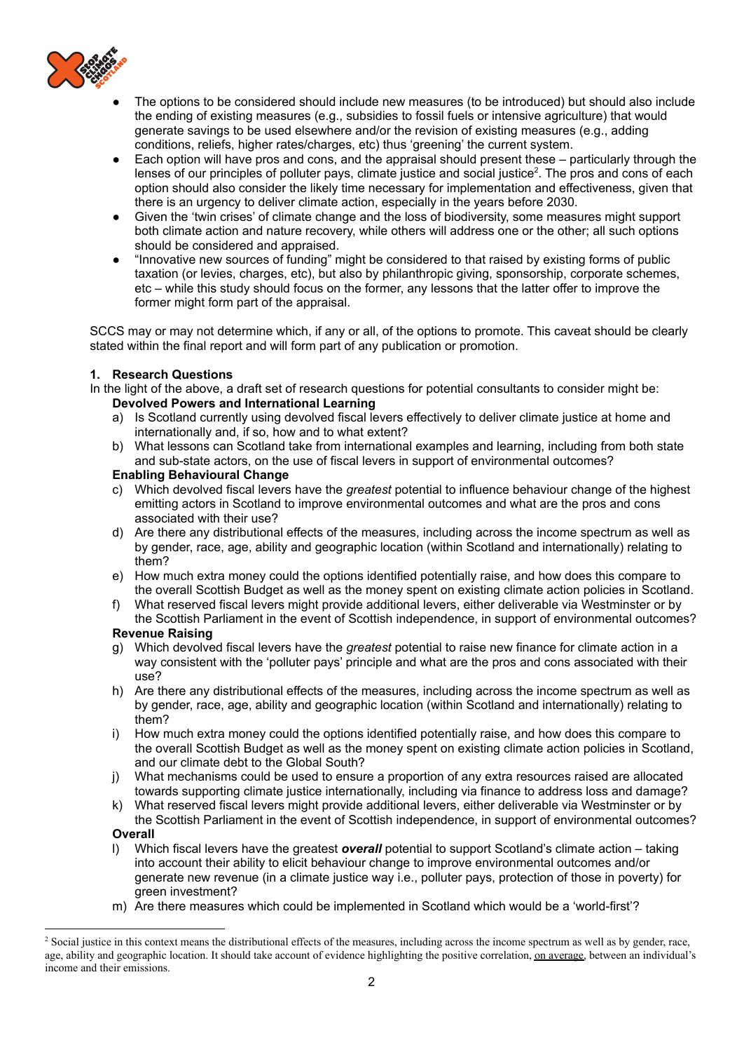- The options to be considered should include new measures (to be introduced) but should also include the ending of existing measures (e.g., subsidies to fossil fuels or intensive agriculture) that would generate savings to be used elsewhere and/or the revision of existing measures (e.g., adding conditions, reliefs, higher rates/charges, etc) thus 'greening' the current system.
- Each option will have pros and cons, and the appraisal should present these – particularly through the lenses of our principles of polluter pays, climate justice and social justice[2]. The pros and cons of each option should also consider the likely time necessary for implementation and effectiveness, given that there is an urgency to deliver climate action, especially in the years before 2030.
- Given the 'twin crises' of climate change and the loss of biodiversity, some measures might support both climate action and nature recovery, while others will address one or the other; all such options should be considered and appraised.
- "Innovative new sources of funding" might be considered to that raised by existing forms of public taxation (or levies, charges, etc), but also by philanthropic giving, sponsorship, corporate schemes, etc – while this study should focus on the former, any lessons that the latter offer to improve the former might form part of the appraisal.

SCCS may or may not determine which, if any or all, of the options to promote. This caveat should be clearly stated within the final report and will form part of any publication or promotion.

## 1. Research Questions

In the light of the above, a draft set of research questions for potential consultants to consider might be:

**Devolved Powers and International Learning**

a) Is Scotland currently using devolved fiscal levers effectively to deliver climate justice at home and internationally and, if so, how and to what extent?

b) What lessons can Scotland take from international examples and learning, including from both state and sub-state actors, on the use of fiscal levers in support of environmental outcomes?

**Enabling Behavioural Change**

c) Which devolved fiscal levers have the *greatest* potential to influence behaviour change of the highest emitting actors in Scotland to improve environmental outcomes and what are the pros and cons associated with their use?

d) Are there any distributional effects of the measures, including across the income spectrum as well as by gender, race, age, ability and geographic location (within Scotland and internationally) relating to them?

e) How much extra money could the options identified potentially raise, and how does this compare to the overall Scottish Budget as well as the money spent on existing climate action policies in Scotland.

f) What reserved fiscal levers might provide additional levers, either deliverable via Westminster or by the Scottish Parliament in the event of Scottish independence, in support of environmental outcomes?

**Revenue Raising**

g) Which devolved fiscal levers have the *greatest* potential to raise new finance for climate action in a way consistent with the 'polluter pays' principle and what are the pros and cons associated with their use?

h) Are there any distributional effects of the measures, including across the income spectrum as well as by gender, race, age, ability and geographic location (within Scotland and internationally) relating to them?

i) How much extra money could the options identified potentially raise, and how does this compare to the overall Scottish Budget as well as the money spent on existing climate action policies in Scotland, and our climate debt to the Global South?

j) What mechanisms could be used to ensure a proportion of any extra resources raised are allocated towards supporting climate justice internationally, including via finance to address loss and damage?

k) What reserved fiscal levers might provide additional levers, either deliverable via Westminster or by the Scottish Parliament in the event of Scottish independence, in support of environmental outcomes?

**Overall**

l) Which fiscal levers have the greatest ***overall*** potential to support Scotland's climate action – taking into account their ability to elicit behaviour change to improve environmental outcomes and/or generate new revenue (in a climate justice way i.e., polluter pays, protection of those in poverty) for green investment?

m) Are there measures which could be implemented in Scotland which would be a 'world-first'?

---

[2] Social justice in this context means the distributional effects of the measures, including across the income spectrum as well as by gender, race, age, ability and geographic location. It should take account of evidence highlighting the positive correlation, on average, between an individual's income and their emissions.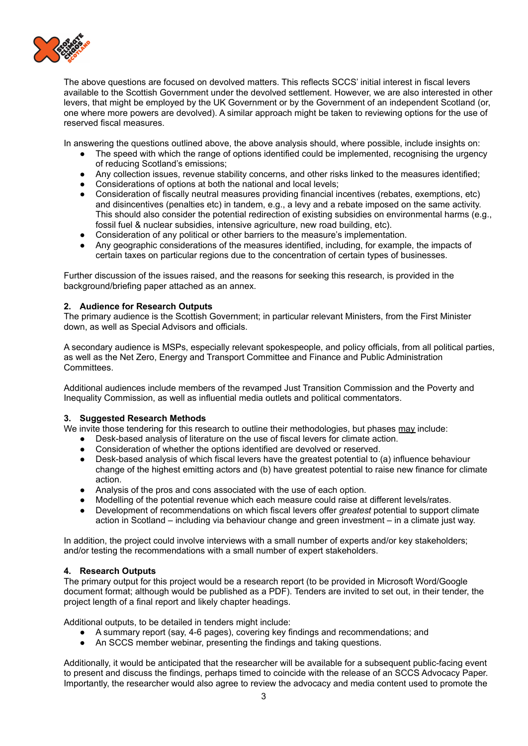The above questions are focused on devolved matters. This reflects SCCS' initial interest in fiscal levers available to the Scottish Government under the devolved settlement. However, we are also interested in other levers, that might be employed by the UK Government or by the Government of an independent Scotland (or, one where more powers are devolved). A similar approach might be taken to reviewing options for the use of reserved fiscal measures.

In answering the questions outlined above, the above analysis should, where possible, include insights on:

- The speed with which the range of options identified could be implemented, recognising the urgency of reducing Scotland's emissions;
- Any collection issues, revenue stability concerns, and other risks linked to the measures identified;
- Considerations of options at both the national and local levels;
- Consideration of fiscally neutral measures providing financial incentives (rebates, exemptions, etc) and disincentives (penalties etc) in tandem, e.g., a levy and a rebate imposed on the same activity. This should also consider the potential redirection of existing subsidies on environmental harms (e.g., fossil fuel & nuclear subsidies, intensive agriculture, new road building, etc).
- Consideration of any political or other barriers to the measure's implementation.
- Any geographic considerations of the measures identified, including, for example, the impacts of certain taxes on particular regions due to the concentration of certain types of businesses.

Further discussion of the issues raised, and the reasons for seeking this research, is provided in the background/briefing paper attached as an annex.

### 2. Audience for Research Outputs

The primary audience is the Scottish Government; in particular relevant Ministers, from the First Minister down, as well as Special Advisors and officials.

A secondary audience is MSPs, especially relevant spokespeople, and policy officials, from all political parties, as well as the Net Zero, Energy and Transport Committee and Finance and Public Administration Committees.

Additional audiences include members of the revamped Just Transition Commission and the Poverty and Inequality Commission, as well as influential media outlets and political commentators.

### 3. Suggested Research Methods

We invite those tendering for this research to outline their methodologies, but phases <u>may</u> include:

- Desk-based analysis of literature on the use of fiscal levers for climate action.
- Consideration of whether the options identified are devolved or reserved.
- Desk-based analysis of which fiscal levers have the greatest potential to (a) influence behaviour change of the highest emitting actors and (b) have greatest potential to raise new finance for climate action.
- Analysis of the pros and cons associated with the use of each option.
- Modelling of the potential revenue which each measure could raise at different levels/rates.
- Development of recommendations on which fiscal levers offer *greatest* potential to support climate action in Scotland – including via behaviour change and green investment – in a climate just way.

In addition, the project could involve interviews with a small number of experts and/or key stakeholders; and/or testing the recommendations with a small number of expert stakeholders.

### 4. Research Outputs

The primary output for this project would be a research report (to be provided in Microsoft Word/Google document format; although would be published as a PDF). Tenders are invited to set out, in their tender, the project length of a final report and likely chapter headings.

Additional outputs, to be detailed in tenders might include:

- A summary report (say, 4-6 pages), covering key findings and recommendations; and
- An SCCS member webinar, presenting the findings and taking questions.

Additionally, it would be anticipated that the researcher will be available for a subsequent public-facing event to present and discuss the findings, perhaps timed to coincide with the release of an SCCS Advocacy Paper. Importantly, the researcher would also agree to review the advocacy and media content used to promote the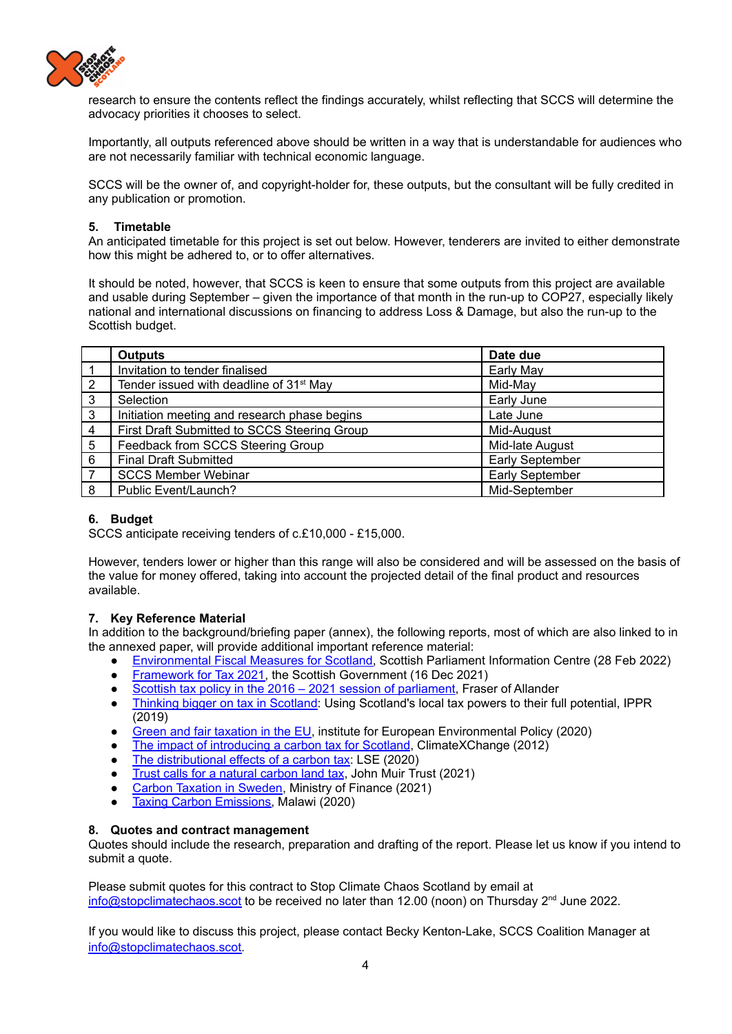research to ensure the contents reflect the findings accurately, whilst reflecting that SCCS will determine the advocacy priorities it chooses to select.

Importantly, all outputs referenced above should be written in a way that is understandable for audiences who are not necessarily familiar with technical economic language.

SCCS will be the owner of, and copyright-holder for, these outputs, but the consultant will be fully credited in any publication or promotion.

## 5. Timetable

An anticipated timetable for this project is set out below. However, tenderers are invited to either demonstrate how this might be adhered to, or to offer alternatives.

It should be noted, however, that SCCS is keen to ensure that some outputs from this project are available and usable during September – given the importance of that month in the run-up to COP27, especially likely national and international discussions on financing to address Loss & Damage, but also the run-up to the Scottish budget.

| | **Outputs** | **Date due** |
|---|---|---|
| 1 | Invitation to tender finalised | Early May |
| 2 | Tender issued with deadline of 31st May | Mid-May |
| 3 | Selection | Early June |
| 3 | Initiation meeting and research phase begins | Late June |
| 4 | First Draft Submitted to SCCS Steering Group | Mid-August |
| 5 | Feedback from SCCS Steering Group | Mid-late August |
| 6 | Final Draft Submitted | Early September |
| 7 | SCCS Member Webinar | Early September |
| 8 | Public Event/Launch? | Mid-September |

## 6. Budget

SCCS anticipate receiving tenders of c.£10,000 - £15,000.

However, tenders lower or higher than this range will also be considered and will be assessed on the basis of the value for money offered, taking into account the projected detail of the final product and resources available.

## 7. Key Reference Material

In addition to the background/briefing paper (annex), the following reports, most of which are also linked to in the annexed paper, will provide additional important reference material:

- Environmental Fiscal Measures for Scotland, Scottish Parliament Information Centre (28 Feb 2022)
- Framework for Tax 2021, the Scottish Government (16 Dec 2021)
- Scottish tax policy in the 2016 – 2021 session of parliament, Fraser of Allander
- Thinking bigger on tax in Scotland: Using Scotland's local tax powers to their full potential, IPPR (2019)
- Green and fair taxation in the EU, institute for European Environmental Policy (2020)
- The impact of introducing a carbon tax for Scotland, ClimateXChange (2012)
- The distributional effects of a carbon tax: LSE (2020)
- Trust calls for a natural carbon land tax, John Muir Trust (2021)
- Carbon Taxation in Sweden, Ministry of Finance (2021)
- Taxing Carbon Emissions, Malawi (2020)

## 8. Quotes and contract management

Quotes should include the research, preparation and drafting of the report. Please let us know if you intend to submit a quote.

Please submit quotes for this contract to Stop Climate Chaos Scotland by email at info@stopclimatechaos.scot to be received no later than 12.00 (noon) on Thursday 2nd June 2022.

If you would like to discuss this project, please contact Becky Kenton-Lake, SCCS Coalition Manager at info@stopclimatechaos.scot.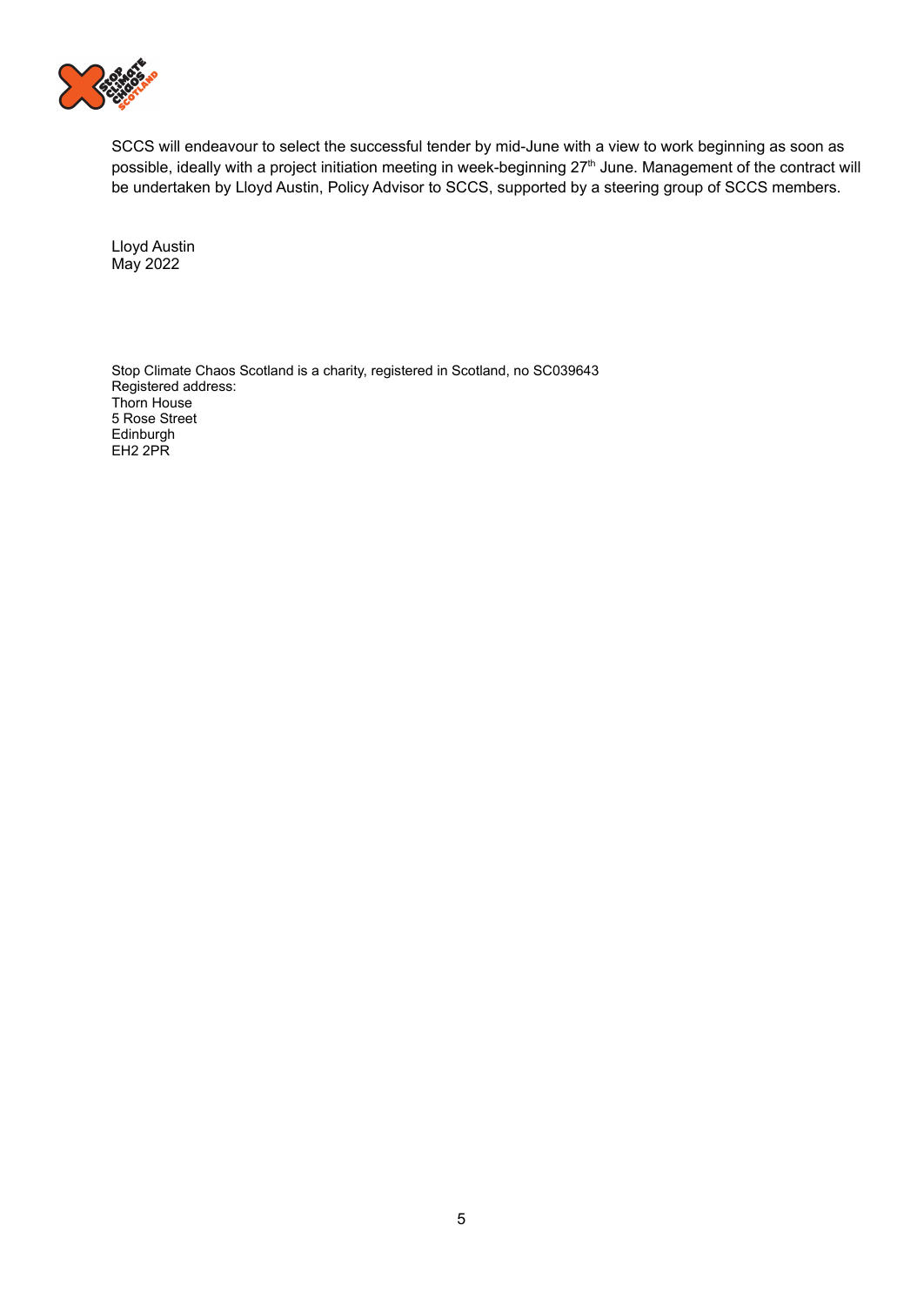SCCS will endeavour to select the successful tender by mid-June with a view to work beginning as soon as possible, ideally with a project initiation meeting in week-beginning 27th June. Management of the contract will be undertaken by Lloyd Austin, Policy Advisor to SCCS, supported by a steering group of SCCS members.

Lloyd Austin  
May 2022

Stop Climate Chaos Scotland is a charity, registered in Scotland, no SC039643  
Registered address:  
Thorn House  
5 Rose Street  
Edinburgh  
EH2 2PR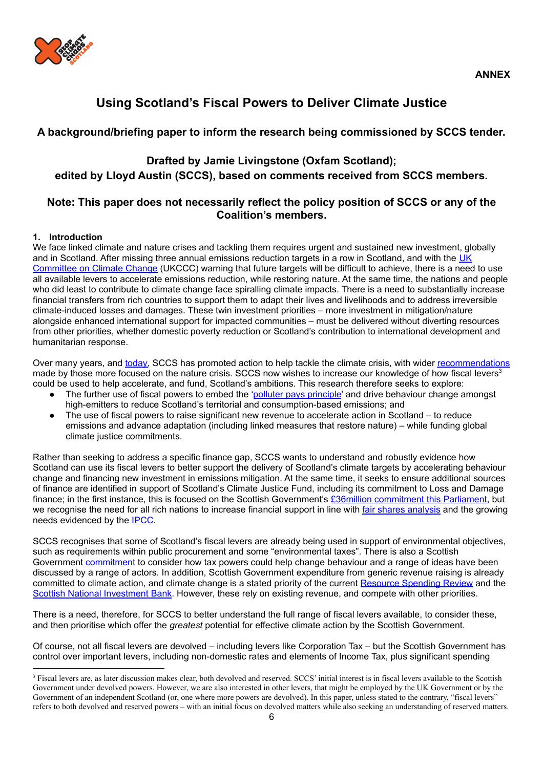**ANNEX**

# Using Scotland's Fiscal Powers to Deliver Climate Justice

## A background/briefing paper to inform the research being commissioned by SCCS tender.

### Drafted by Jamie Livingstone (Oxfam Scotland); edited by Lloyd Austin (SCCS), based on comments received from SCCS members.

### Note: This paper does not necessarily reflect the policy position of SCCS or any of the Coalition's members.

**1. Introduction**

We face linked climate and nature crises and tackling them requires urgent and sustained new investment, globally and in Scotland. After missing three annual emissions reduction targets in a row in Scotland, and with the UK Committee on Climate Change (UKCCC) warning that future targets will be difficult to achieve, there is a need to use all available levers to accelerate emissions reduction, while restoring nature. At the same time, the nations and people who did least to contribute to climate change face spiralling climate impacts. There is a need to substantially increase financial transfers from rich countries to support them to adapt their lives and livelihoods and to address irreversible climate-induced losses and damages. These twin investment priorities – more investment in mitigation/nature alongside enhanced international support for impacted communities – must be delivered without diverting resources from other priorities, whether domestic poverty reduction or Scotland's contribution to international development and humanitarian response.

Over many years, and today, SCCS has promoted action to help tackle the climate crisis, with wider recommendations made by those more focused on the nature crisis. SCCS now wishes to increase our knowledge of how fiscal levers[3] could be used to help accelerate, and fund, Scotland's ambitions. This research therefore seeks to explore:

- The further use of fiscal powers to embed the 'polluter pays principle' and drive behaviour change amongst high-emitters to reduce Scotland's territorial and consumption-based emissions; and
- The use of fiscal powers to raise significant new revenue to accelerate action in Scotland – to reduce emissions and advance adaptation (including linked measures that restore nature) – while funding global climate justice commitments.

Rather than seeking to address a specific finance gap, SCCS wants to understand and robustly evidence how Scotland can use its fiscal levers to better support the delivery of Scotland's climate targets by accelerating behaviour change and financing new investment in emissions mitigation. At the same time, it seeks to ensure additional sources of finance are identified in support of Scotland's Climate Justice Fund, including its commitment to Loss and Damage finance; in the first instance, this is focused on the Scottish Government's £36million commitment this Parliament, but we recognise the need for all rich nations to increase financial support in line with fair shares analysis and the growing needs evidenced by the IPCC.

SCCS recognises that some of Scotland's fiscal levers are already being used in support of environmental objectives, such as requirements within public procurement and some "environmental taxes". There is also a Scottish Government commitment to consider how tax powers could help change behaviour and a range of ideas have been discussed by a range of actors. In addition, Scottish Government expenditure from generic revenue raising is already committed to climate action, and climate change is a stated priority of the current Resource Spending Review and the Scottish National Investment Bank. However, these rely on existing revenue, and compete with other priorities.

There is a need, therefore, for SCCS to better understand the full range of fiscal levers available, to consider these, and then prioritise which offer the *greatest* potential for effective climate action by the Scottish Government.

Of course, not all fiscal levers are devolved – including levers like Corporation Tax – but the Scottish Government has control over important levers, including non-domestic rates and elements of Income Tax, plus significant spending

---

[3] Fiscal levers are, as later discussion makes clear, both devolved and reserved. SCCS' initial interest is in fiscal levers available to the Scottish Government under devolved powers. However, we are also interested in other levers, that might be employed by the UK Government or by the Government of an independent Scotland (or, one where more powers are devolved). In this paper, unless stated to the contrary, "fiscal levers" refers to both devolved and reserved powers – with an initial focus on devolved matters while also seeking an understanding of reserved matters.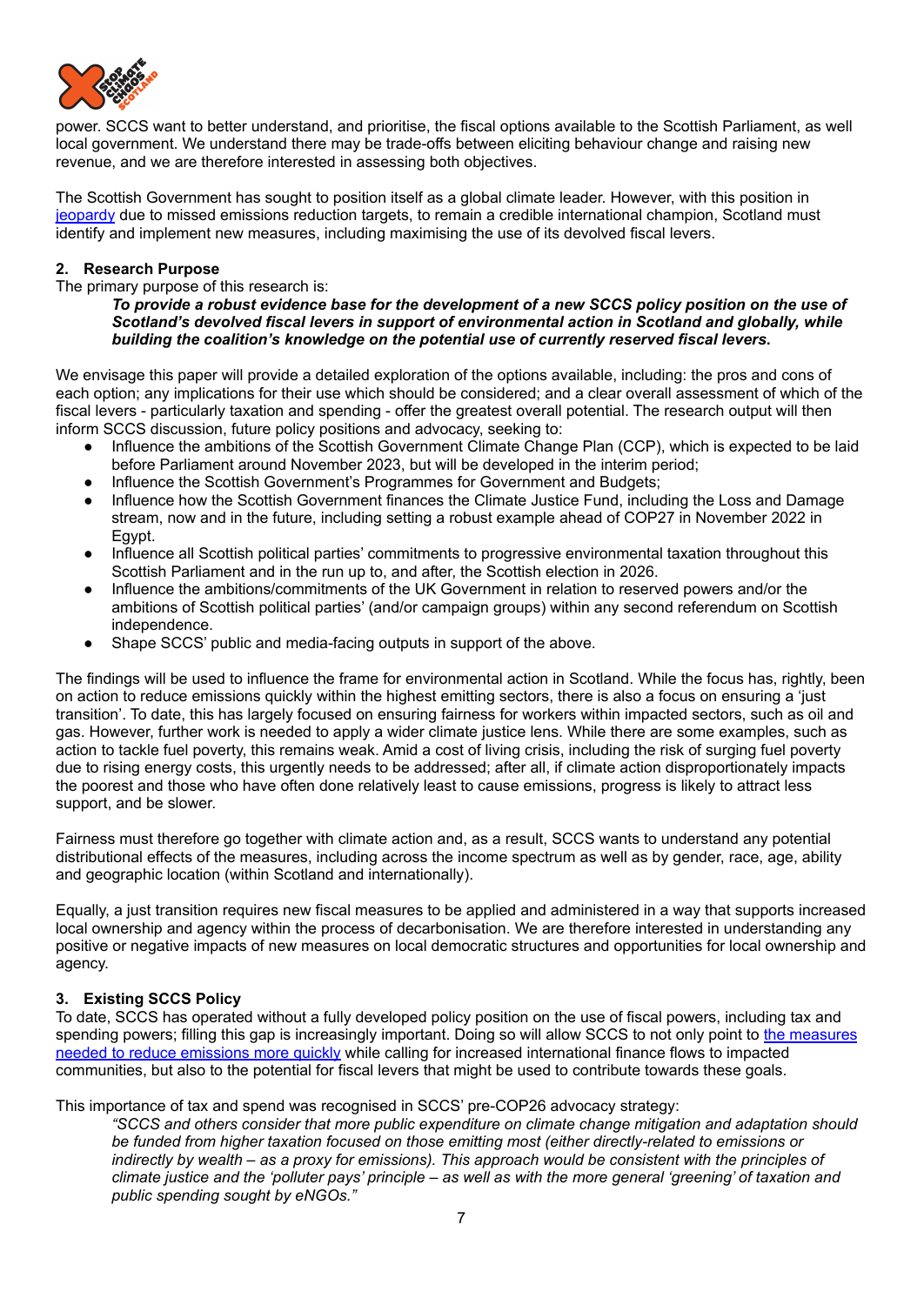power. SCCS want to better understand, and prioritise, the fiscal options available to the Scottish Parliament, as well local government. We understand there may be trade-offs between eliciting behaviour change and raising new revenue, and we are therefore interested in assessing both objectives.

The Scottish Government has sought to position itself as a global climate leader. However, with this position in jeopardy due to missed emissions reduction targets, to remain a credible international champion, Scotland must identify and implement new measures, including maximising the use of its devolved fiscal levers.

## 2. Research Purpose

The primary purpose of this research is:

> ***To provide a robust evidence base for the development of a new SCCS policy position on the use of Scotland's devolved fiscal levers in support of environmental action in Scotland and globally, while building the coalition's knowledge on the potential use of currently reserved fiscal levers.***

We envisage this paper will provide a detailed exploration of the options available, including: the pros and cons of each option; any implications for their use which should be considered; and a clear overall assessment of which of the fiscal levers - particularly taxation and spending - offer the greatest overall potential. The research output will then inform SCCS discussion, future policy positions and advocacy, seeking to:

- Influence the ambitions of the Scottish Government Climate Change Plan (CCP), which is expected to be laid before Parliament around November 2023, but will be developed in the interim period;
- Influence the Scottish Government's Programmes for Government and Budgets;
- Influence how the Scottish Government finances the Climate Justice Fund, including the Loss and Damage stream, now and in the future, including setting a robust example ahead of COP27 in November 2022 in Egypt.
- Influence all Scottish political parties' commitments to progressive environmental taxation throughout this Scottish Parliament and in the run up to, and after, the Scottish election in 2026.
- Influence the ambitions/commitments of the UK Government in relation to reserved powers and/or the ambitions of Scottish political parties' (and/or campaign groups) within any second referendum on Scottish independence.
- Shape SCCS' public and media-facing outputs in support of the above.

The findings will be used to influence the frame for environmental action in Scotland. While the focus has, rightly, been on action to reduce emissions quickly within the highest emitting sectors, there is also a focus on ensuring a 'just transition'. To date, this has largely focused on ensuring fairness for workers within impacted sectors, such as oil and gas. However, further work is needed to apply a wider climate justice lens. While there are some examples, such as action to tackle fuel poverty, this remains weak. Amid a cost of living crisis, including the risk of surging fuel poverty due to rising energy costs, this urgently needs to be addressed; after all, if climate action disproportionately impacts the poorest and those who have often done relatively least to cause emissions, progress is likely to attract less support, and be slower.

Fairness must therefore go together with climate action and, as a result, SCCS wants to understand any potential distributional effects of the measures, including across the income spectrum as well as by gender, race, age, ability and geographic location (within Scotland and internationally).

Equally, a just transition requires new fiscal measures to be applied and administered in a way that supports increased local ownership and agency within the process of decarbonisation. We are therefore interested in understanding any positive or negative impacts of new measures on local democratic structures and opportunities for local ownership and agency.

## 3. Existing SCCS Policy

To date, SCCS has operated without a fully developed policy position on the use of fiscal powers, including tax and spending powers; filling this gap is increasingly important. Doing so will allow SCCS to not only point to the measures needed to reduce emissions more quickly while calling for increased international finance flows to impacted communities, but also to the potential for fiscal levers that might be used to contribute towards these goals.

This importance of tax and spend was recognised in SCCS' pre-COP26 advocacy strategy:

> *"SCCS and others consider that more public expenditure on climate change mitigation and adaptation should be funded from higher taxation focused on those emitting most (either directly-related to emissions or indirectly by wealth – as a proxy for emissions). This approach would be consistent with the principles of climate justice and the 'polluter pays' principle – as well as with the more general 'greening' of taxation and public spending sought by eNGOs."*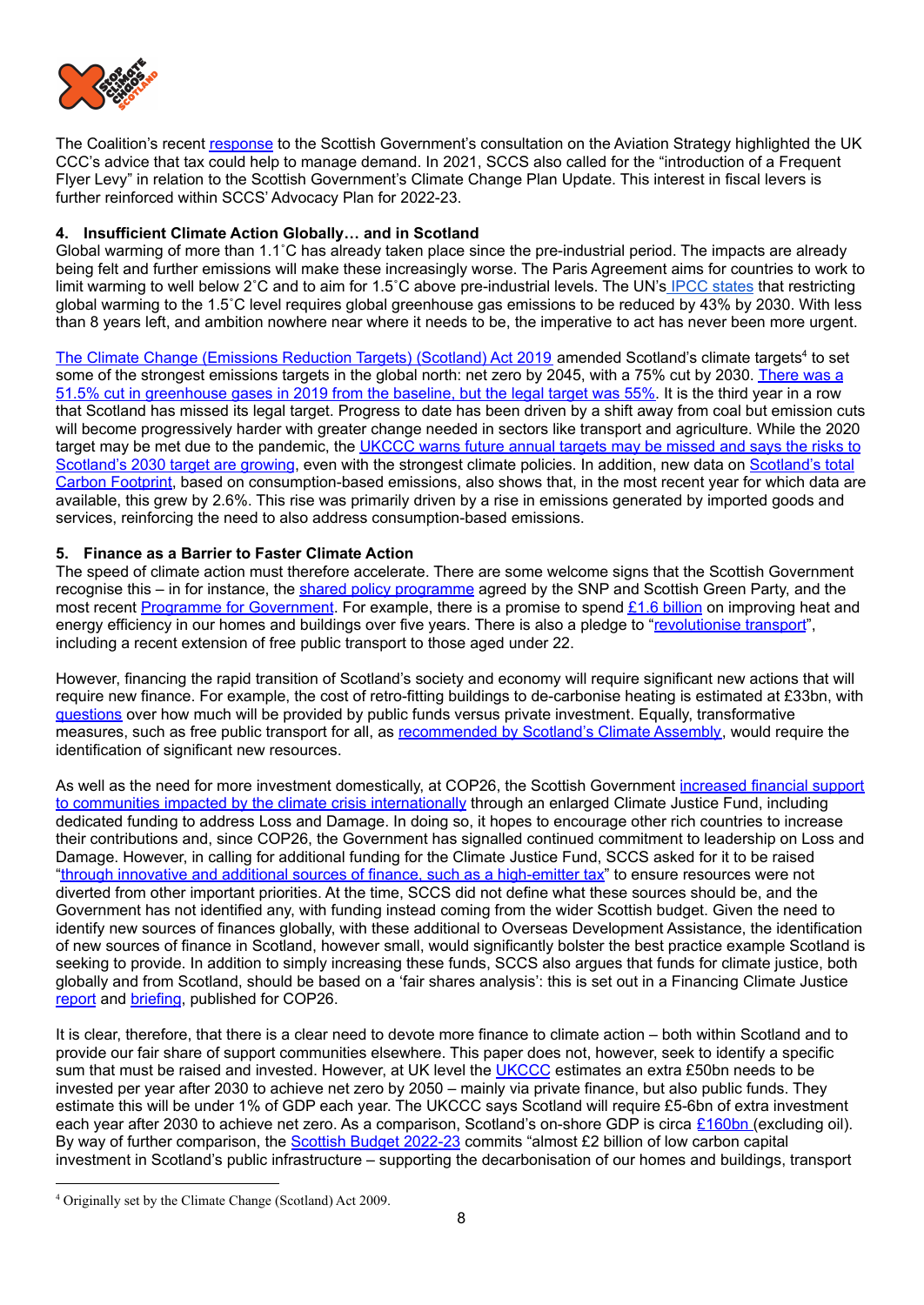The Coalition's recent response to the Scottish Government's consultation on the Aviation Strategy highlighted the UK CCC's advice that tax could help to manage demand. In 2021, SCCS also called for the "introduction of a Frequent Flyer Levy" in relation to the Scottish Government's Climate Change Plan Update. This interest in fiscal levers is further reinforced within SCCS' Advocacy Plan for 2022-23.

### 4. Insufficient Climate Action Globally… and in Scotland

Global warming of more than 1.1˚C has already taken place since the pre-industrial period. The impacts are already being felt and further emissions will make these increasingly worse. The Paris Agreement aims for countries to work to limit warming to well below 2˚C and to aim for 1.5˚C above pre-industrial levels. The UN's IPCC states that restricting global warming to the 1.5˚C level requires global greenhouse gas emissions to be reduced by 43% by 2030. With less than 8 years left, and ambition nowhere near where it needs to be, the imperative to act has never been more urgent.

The Climate Change (Emissions Reduction Targets) (Scotland) Act 2019 amended Scotland's climate targets[4] to set some of the strongest emissions targets in the global north: net zero by 2045, with a 75% cut by 2030. There was a 51.5% cut in greenhouse gases in 2019 from the baseline, but the legal target was 55%. It is the third year in a row that Scotland has missed its legal target. Progress to date has been driven by a shift away from coal but emission cuts will become progressively harder with greater change needed in sectors like transport and agriculture. While the 2020 target may be met due to the pandemic, the UKCCC warns future annual targets may be missed and says the risks to Scotland's 2030 target are growing, even with the strongest climate policies. In addition, new data on Scotland's total Carbon Footprint, based on consumption-based emissions, also shows that, in the most recent year for which data are available, this grew by 2.6%. This rise was primarily driven by a rise in emissions generated by imported goods and services, reinforcing the need to also address consumption-based emissions.

### 5. Finance as a Barrier to Faster Climate Action

The speed of climate action must therefore accelerate. There are some welcome signs that the Scottish Government recognise this – in for instance, the shared policy programme agreed by the SNP and Scottish Green Party, and the most recent Programme for Government. For example, there is a promise to spend £1.6 billion on improving heat and energy efficiency in our homes and buildings over five years. There is also a pledge to "revolutionise transport", including a recent extension of free public transport to those aged under 22.

However, financing the rapid transition of Scotland's society and economy will require significant new actions that will require new finance. For example, the cost of retro-fitting buildings to de-carbonise heating is estimated at £33bn, with questions over how much will be provided by public funds versus private investment. Equally, transformative measures, such as free public transport for all, as recommended by Scotland's Climate Assembly, would require the identification of significant new resources.

As well as the need for more investment domestically, at COP26, the Scottish Government increased financial support to communities impacted by the climate crisis internationally through an enlarged Climate Justice Fund, including dedicated funding to address Loss and Damage. In doing so, it hopes to encourage other rich countries to increase their contributions and, since COP26, the Government has signalled continued commitment to leadership on Loss and Damage. However, in calling for additional funding for the Climate Justice Fund, SCCS asked for it to be raised "through innovative and additional sources of finance, such as a high-emitter tax" to ensure resources were not diverted from other important priorities. At the time, SCCS did not define what these sources should be, and the Government has not identified any, with funding instead coming from the wider Scottish budget. Given the need to identify new sources of finances globally, with these additional to Overseas Development Assistance, the identification of new sources of finance in Scotland, however small, would significantly bolster the best practice example Scotland is seeking to provide. In addition to simply increasing these funds, SCCS also argues that funds for climate justice, both globally and from Scotland, should be based on a 'fair shares analysis': this is set out in a Financing Climate Justice report and briefing, published for COP26.

It is clear, therefore, that there is a clear need to devote more finance to climate action – both within Scotland and to provide our fair share of support communities elsewhere. This paper does not, however, seek to identify a specific sum that must be raised and invested. However, at UK level the UKCCC estimates an extra £50bn needs to be invested per year after 2030 to achieve net zero by 2050 – mainly via private finance, but also public funds. They estimate this will be under 1% of GDP each year. The UKCCC says Scotland will require £5-6bn of extra investment each year after 2030 to achieve net zero. As a comparison, Scotland's on-shore GDP is circa £160bn (excluding oil). By way of further comparison, the Scottish Budget 2022-23 commits "almost £2 billion of low carbon capital investment in Scotland's public infrastructure – supporting the decarbonisation of our homes and buildings, transport

---

[4] Originally set by the Climate Change (Scotland) Act 2009.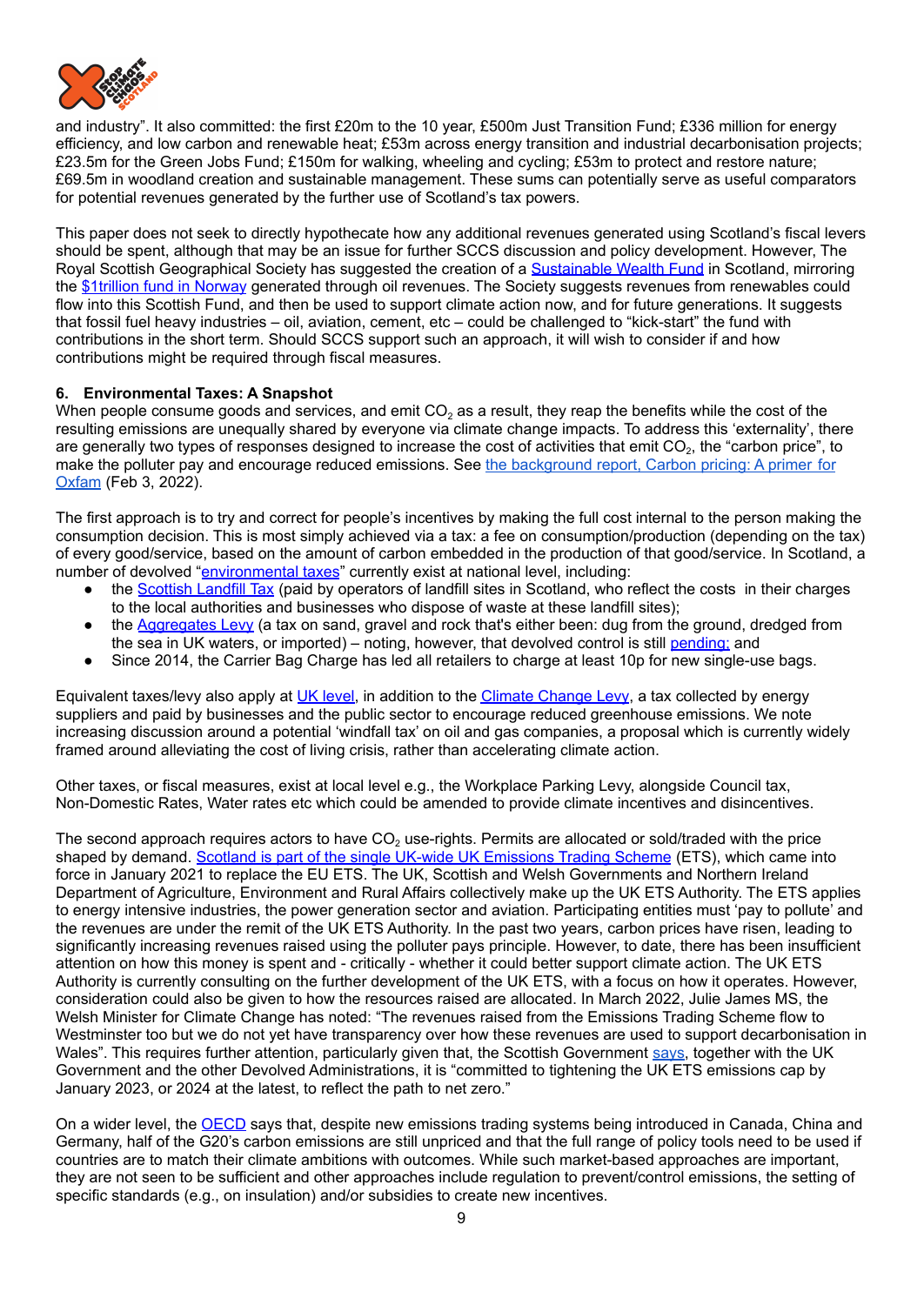and industry". It also committed: the first £20m to the 10 year, £500m Just Transition Fund; £336 million for energy efficiency, and low carbon and renewable heat; £53m across energy transition and industrial decarbonisation projects; £23.5m for the Green Jobs Fund; £150m for walking, wheeling and cycling; £53m to protect and restore nature; £69.5m in woodland creation and sustainable management. These sums can potentially serve as useful comparators for potential revenues generated by the further use of Scotland's tax powers.

This paper does not seek to directly hypothecate how any additional revenues generated using Scotland's fiscal levers should be spent, although that may be an issue for further SCCS discussion and policy development. However, The Royal Scottish Geographical Society has suggested the creation of a Sustainable Wealth Fund in Scotland, mirroring the $1trillion fund in Norway generated through oil revenues. The Society suggests revenues from renewables could flow into this Scottish Fund, and then be used to support climate action now, and for future generations. It suggests that fossil fuel heavy industries – oil, aviation, cement, etc – could be challenged to "kick-start" the fund with contributions in the short term. Should SCCS support such an approach, it will wish to consider if and how contributions might be required through fiscal measures.

## 6. Environmental Taxes: A Snapshot

When people consume goods and services, and emit $CO_2$ as a result, they reap the benefits while the cost of the resulting emissions are unequally shared by everyone via climate change impacts. To address this 'externality', there are generally two types of responses designed to increase the cost of activities that emit $CO_2$, the "carbon price", to make the polluter pay and encourage reduced emissions. See the background report, Carbon pricing: A primer for Oxfam (Feb 3, 2022).

The first approach is to try and correct for people's incentives by making the full cost internal to the person making the consumption decision. This is most simply achieved via a tax: a fee on consumption/production (depending on the tax) of every good/service, based on the amount of carbon embedded in the production of that good/service. In Scotland, a number of devolved "environmental taxes" currently exist at national level, including:

- the Scottish Landfill Tax (paid by operators of landfill sites in Scotland, who reflect the costs in their charges to the local authorities and businesses who dispose of waste at these landfill sites);
- the Aggregates Levy (a tax on sand, gravel and rock that's either been: dug from the ground, dredged from the sea in UK waters, or imported) – noting, however, that devolved control is still pending; and
- Since 2014, the Carrier Bag Charge has led all retailers to charge at least 10p for new single-use bags.

Equivalent taxes/levy also apply at UK level, in addition to the Climate Change Levy, a tax collected by energy suppliers and paid by businesses and the public sector to encourage reduced greenhouse emissions. We note increasing discussion around a potential 'windfall tax' on oil and gas companies, a proposal which is currently widely framed around alleviating the cost of living crisis, rather than accelerating climate action.

Other taxes, or fiscal measures, exist at local level e.g., the Workplace Parking Levy, alongside Council tax, Non-Domestic Rates, Water rates etc which could be amended to provide climate incentives and disincentives.

The second approach requires actors to have $CO_2$ use-rights. Permits are allocated or sold/traded with the price shaped by demand. Scotland is part of the single UK-wide UK Emissions Trading Scheme (ETS), which came into force in January 2021 to replace the EU ETS. The UK, Scottish and Welsh Governments and Northern Ireland Department of Agriculture, Environment and Rural Affairs collectively make up the UK ETS Authority. The ETS applies to energy intensive industries, the power generation sector and aviation. Participating entities must 'pay to pollute' and the revenues are under the remit of the UK ETS Authority. In the past two years, carbon prices have risen, leading to significantly increasing revenues raised using the polluter pays principle. However, to date, there has been insufficient attention on how this money is spent and - critically - whether it could better support climate action. The UK ETS Authority is currently consulting on the further development of the UK ETS, with a focus on how it operates. However, consideration could also be given to how the resources raised are allocated. In March 2022, Julie James MS, the Welsh Minister for Climate Change has noted: "The revenues raised from the Emissions Trading Scheme flow to Westminster too but we do not yet have transparency over how these revenues are used to support decarbonisation in Wales". This requires further attention, particularly given that, the Scottish Government says, together with the UK Government and the other Devolved Administrations, it is "committed to tightening the UK ETS emissions cap by January 2023, or 2024 at the latest, to reflect the path to net zero."

On a wider level, the OECD says that, despite new emissions trading systems being introduced in Canada, China and Germany, half of the G20's carbon emissions are still unpriced and that the full range of policy tools need to be used if countries are to match their climate ambitions with outcomes. While such market-based approaches are important, they are not seen to be sufficient and other approaches include regulation to prevent/control emissions, the setting of specific standards (e.g., on insulation) and/or subsidies to create new incentives.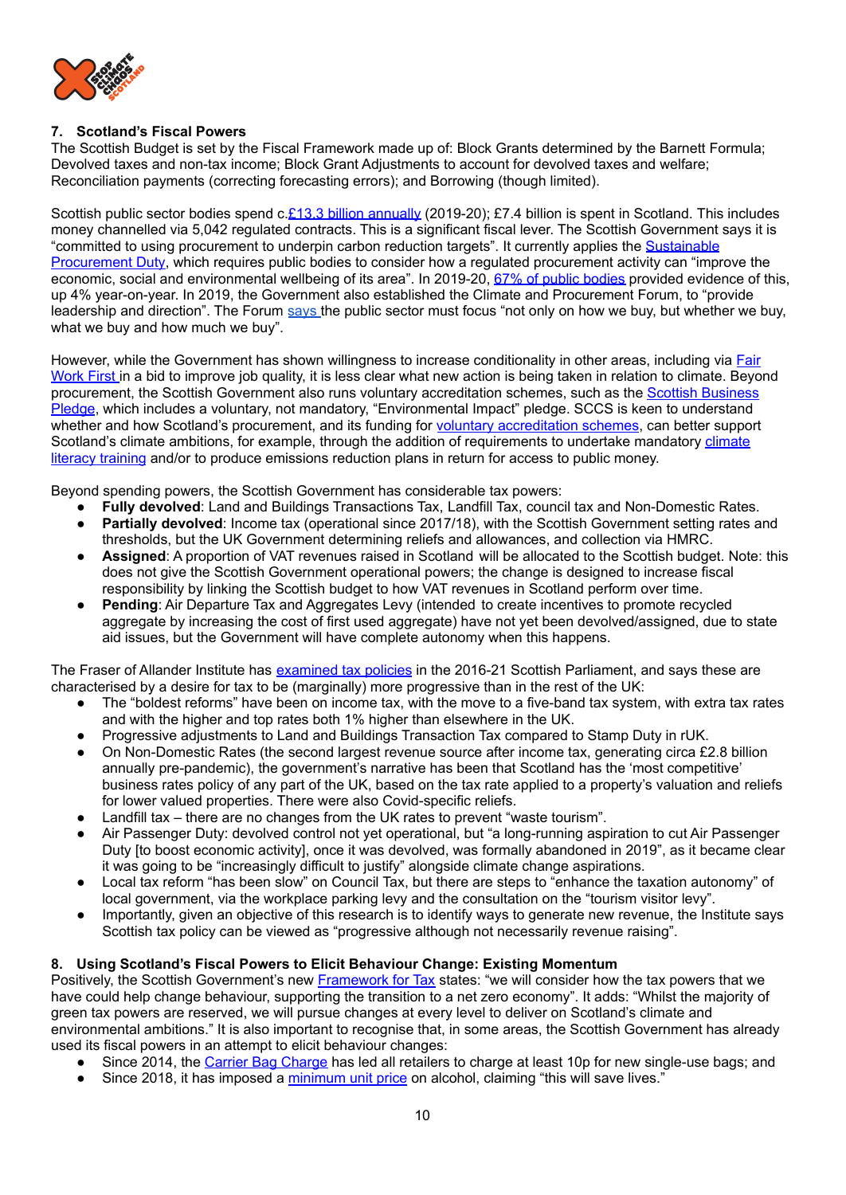## 7. Scotland's Fiscal Powers

The Scottish Budget is set by the Fiscal Framework made up of: Block Grants determined by the Barnett Formula; Devolved taxes and non-tax income; Block Grant Adjustments to account for devolved taxes and welfare; Reconciliation payments (correcting forecasting errors); and Borrowing (though limited).

Scottish public sector bodies spend c.£13.3 billion annually (2019-20); £7.4 billion is spent in Scotland. This includes money channelled via 5,042 regulated contracts. This is a significant fiscal lever. The Scottish Government says it is "committed to using procurement to underpin carbon reduction targets". It currently applies the Sustainable Procurement Duty, which requires public bodies to consider how a regulated procurement activity can "improve the economic, social and environmental wellbeing of its area". In 2019-20, 67% of public bodies provided evidence of this, up 4% year-on-year. In 2019, the Government also established the Climate and Procurement Forum, to "provide leadership and direction". The Forum says the public sector must focus "not only on how we buy, but whether we buy, what we buy and how much we buy".

However, while the Government has shown willingness to increase conditionality in other areas, including via Fair Work First in a bid to improve job quality, it is less clear what new action is being taken in relation to climate. Beyond procurement, the Scottish Government also runs voluntary accreditation schemes, such as the Scottish Business Pledge, which includes a voluntary, not mandatory, "Environmental Impact" pledge. SCCS is keen to understand whether and how Scotland's procurement, and its funding for voluntary accreditation schemes, can better support Scotland's climate ambitions, for example, through the addition of requirements to undertake mandatory climate literacy training and/or to produce emissions reduction plans in return for access to public money.

Beyond spending powers, the Scottish Government has considerable tax powers:

- **Fully devolved**: Land and Buildings Transactions Tax, Landfill Tax, council tax and Non-Domestic Rates.
- **Partially devolved**: Income tax (operational since 2017/18), with the Scottish Government setting rates and thresholds, but the UK Government determining reliefs and allowances, and collection via HMRC.
- **Assigned**: A proportion of VAT revenues raised in Scotland will be allocated to the Scottish budget. Note: this does not give the Scottish Government operational powers; the change is designed to increase fiscal responsibility by linking the Scottish budget to how VAT revenues in Scotland perform over time.
- **Pending**: Air Departure Tax and Aggregates Levy (intended to create incentives to promote recycled aggregate by increasing the cost of first used aggregate) have not yet been devolved/assigned, due to state aid issues, but the Government will have complete autonomy when this happens.

The Fraser of Allander Institute has examined tax policies in the 2016-21 Scottish Parliament, and says these are characterised by a desire for tax to be (marginally) more progressive than in the rest of the UK:

- The "boldest reforms" have been on income tax, with the move to a five-band tax system, with extra tax rates and with the higher and top rates both 1% higher than elsewhere in the UK.
- Progressive adjustments to Land and Buildings Transaction Tax compared to Stamp Duty in rUK.
- On Non-Domestic Rates (the second largest revenue source after income tax, generating circa £2.8 billion annually pre-pandemic), the government's narrative has been that Scotland has the 'most competitive' business rates policy of any part of the UK, based on the tax rate applied to a property's valuation and reliefs for lower valued properties. There were also Covid-specific reliefs.
- Landfill tax – there are no changes from the UK rates to prevent "waste tourism".
- Air Passenger Duty: devolved control not yet operational, but "a long-running aspiration to cut Air Passenger Duty [to boost economic activity], once it was devolved, was formally abandoned in 2019", as it became clear it was going to be "increasingly difficult to justify" alongside climate change aspirations.
- Local tax reform "has been slow" on Council Tax, but there are steps to "enhance the taxation autonomy" of local government, via the workplace parking levy and the consultation on the "tourism visitor levy".
- Importantly, given an objective of this research is to identify ways to generate new revenue, the Institute says Scottish tax policy can be viewed as "progressive although not necessarily revenue raising".

## 8. Using Scotland's Fiscal Powers to Elicit Behaviour Change: Existing Momentum

Positively, the Scottish Government's new Framework for Tax states: "we will consider how the tax powers that we have could help change behaviour, supporting the transition to a net zero economy". It adds: "Whilst the majority of green tax powers are reserved, we will pursue changes at every level to deliver on Scotland's climate and environmental ambitions." It is also important to recognise that, in some areas, the Scottish Government has already used its fiscal powers in an attempt to elicit behaviour changes:

- Since 2014, the Carrier Bag Charge has led all retailers to charge at least 10p for new single-use bags; and
- Since 2018, it has imposed a minimum unit price on alcohol, claiming "this will save lives."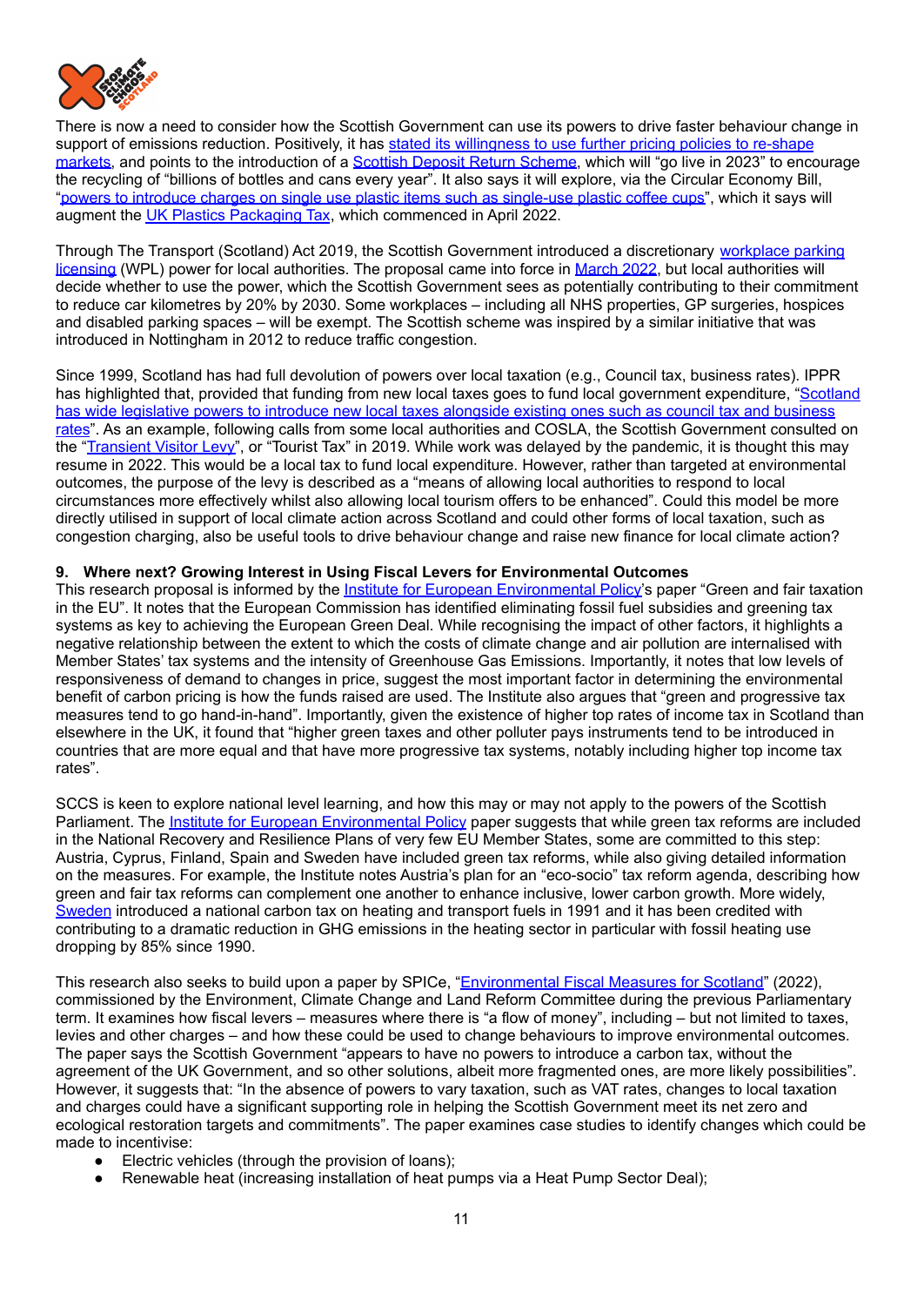There is now a need to consider how the Scottish Government can use its powers to drive faster behaviour change in support of emissions reduction. Positively, it has stated its willingness to use further pricing policies to re-shape markets, and points to the introduction of a Scottish Deposit Return Scheme, which will "go live in 2023" to encourage the recycling of "billions of bottles and cans every year". It also says it will explore, via the Circular Economy Bill, "powers to introduce charges on single use plastic items such as single-use plastic coffee cups", which it says will augment the UK Plastics Packaging Tax, which commenced in April 2022.

Through The Transport (Scotland) Act 2019, the Scottish Government introduced a discretionary workplace parking licensing (WPL) power for local authorities. The proposal came into force in March 2022, but local authorities will decide whether to use the power, which the Scottish Government sees as potentially contributing to their commitment to reduce car kilometres by 20% by 2030. Some workplaces – including all NHS properties, GP surgeries, hospices and disabled parking spaces – will be exempt. The Scottish scheme was inspired by a similar initiative that was introduced in Nottingham in 2012 to reduce traffic congestion.

Since 1999, Scotland has had full devolution of powers over local taxation (e.g., Council tax, business rates). IPPR has highlighted that, provided that funding from new local taxes goes to fund local government expenditure, "Scotland has wide legislative powers to introduce new local taxes alongside existing ones such as council tax and business rates". As an example, following calls from some local authorities and COSLA, the Scottish Government consulted on the "Transient Visitor Levy", or "Tourist Tax" in 2019. While work was delayed by the pandemic, it is thought this may resume in 2022. This would be a local tax to fund local expenditure. However, rather than targeted at environmental outcomes, the purpose of the levy is described as a "means of allowing local authorities to respond to local circumstances more effectively whilst also allowing local tourism offers to be enhanced". Could this model be more directly utilised in support of local climate action across Scotland and could other forms of local taxation, such as congestion charging, also be useful tools to drive behaviour change and raise new finance for local climate action?

## 9. Where next? Growing Interest in Using Fiscal Levers for Environmental Outcomes

This research proposal is informed by the Institute for European Environmental Policy's paper "Green and fair taxation in the EU". It notes that the European Commission has identified eliminating fossil fuel subsidies and greening tax systems as key to achieving the European Green Deal. While recognising the impact of other factors, it highlights a negative relationship between the extent to which the costs of climate change and air pollution are internalised with Member States' tax systems and the intensity of Greenhouse Gas Emissions. Importantly, it notes that low levels of responsiveness of demand to changes in price, suggest the most important factor in determining the environmental benefit of carbon pricing is how the funds raised are used. The Institute also argues that "green and progressive tax measures tend to go hand-in-hand". Importantly, given the existence of higher top rates of income tax in Scotland than elsewhere in the UK, it found that "higher green taxes and other polluter pays instruments tend to be introduced in countries that are more equal and that have more progressive tax systems, notably including higher top income tax rates".

SCCS is keen to explore national level learning, and how this may or may not apply to the powers of the Scottish Parliament. The Institute for European Environmental Policy paper suggests that while green tax reforms are included in the National Recovery and Resilience Plans of very few EU Member States, some are committed to this step: Austria, Cyprus, Finland, Spain and Sweden have included green tax reforms, while also giving detailed information on the measures. For example, the Institute notes Austria's plan for an "eco-socio" tax reform agenda, describing how green and fair tax reforms can complement one another to enhance inclusive, lower carbon growth. More widely, Sweden introduced a national carbon tax on heating and transport fuels in 1991 and it has been credited with contributing to a dramatic reduction in GHG emissions in the heating sector in particular with fossil heating use dropping by 85% since 1990.

This research also seeks to build upon a paper by SPICe, "Environmental Fiscal Measures for Scotland" (2022), commissioned by the Environment, Climate Change and Land Reform Committee during the previous Parliamentary term. It examines how fiscal levers – measures where there is "a flow of money", including – but not limited to taxes, levies and other charges – and how these could be used to change behaviours to improve environmental outcomes. The paper says the Scottish Government "appears to have no powers to introduce a carbon tax, without the agreement of the UK Government, and so other solutions, albeit more fragmented ones, are more likely possibilities". However, it suggests that: "In the absence of powers to vary taxation, such as VAT rates, changes to local taxation and charges could have a significant supporting role in helping the Scottish Government meet its net zero and ecological restoration targets and commitments". The paper examines case studies to identify changes which could be made to incentivise:

- Electric vehicles (through the provision of loans);
- Renewable heat (increasing installation of heat pumps via a Heat Pump Sector Deal);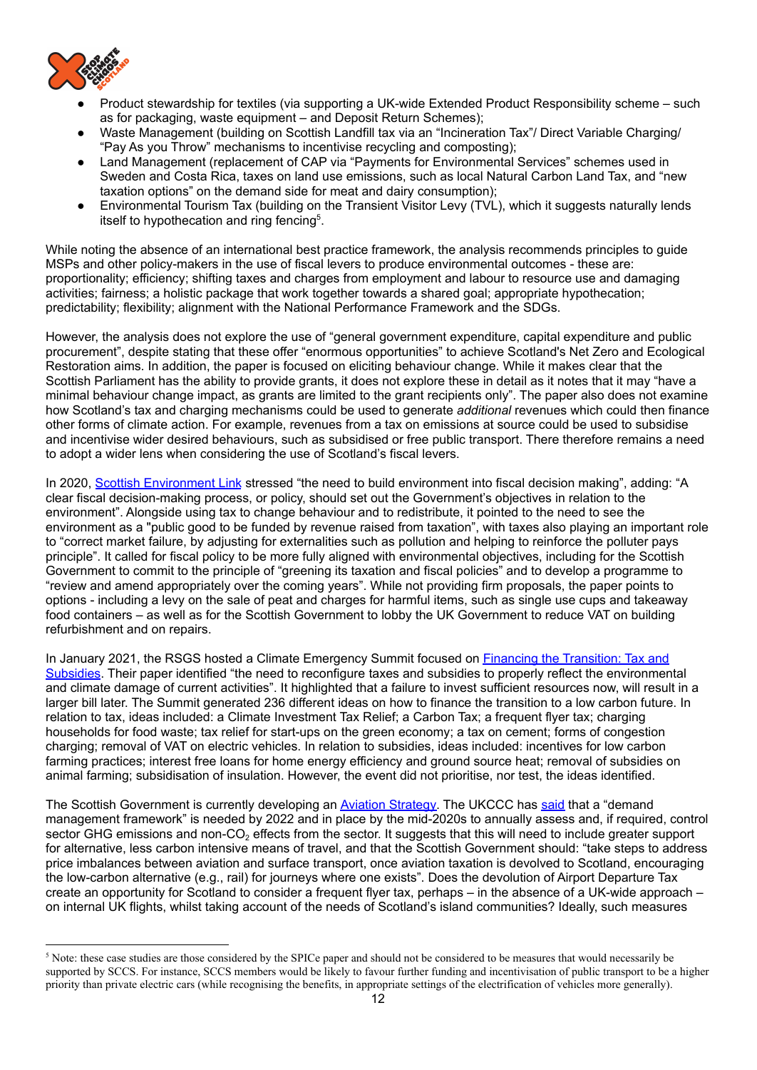- Product stewardship for textiles (via supporting a UK-wide Extended Product Responsibility scheme – such as for packaging, waste equipment – and Deposit Return Schemes);
- Waste Management (building on Scottish Landfill tax via an "Incineration Tax"/ Direct Variable Charging/ "Pay As you Throw" mechanisms to incentivise recycling and composting);
- Land Management (replacement of CAP via "Payments for Environmental Services" schemes used in Sweden and Costa Rica, taxes on land use emissions, such as local Natural Carbon Land Tax, and "new taxation options" on the demand side for meat and dairy consumption);
- Environmental Tourism Tax (building on the Transient Visitor Levy (TVL), which it suggests naturally lends itself to hypothecation and ring fencing[5].

While noting the absence of an international best practice framework, the analysis recommends principles to guide MSPs and other policy-makers in the use of fiscal levers to produce environmental outcomes - these are: proportionality; efficiency; shifting taxes and charges from employment and labour to resource use and damaging activities; fairness; a holistic package that work together towards a shared goal; appropriate hypothecation; predictability; flexibility; alignment with the National Performance Framework and the SDGs.

However, the analysis does not explore the use of "general government expenditure, capital expenditure and public procurement", despite stating that these offer "enormous opportunities" to achieve Scotland's Net Zero and Ecological Restoration aims. In addition, the paper is focused on eliciting behaviour change. While it makes clear that the Scottish Parliament has the ability to provide grants, it does not explore these in detail as it notes that it may "have a minimal behaviour change impact, as grants are limited to the grant recipients only". The paper also does not examine how Scotland's tax and charging mechanisms could be used to generate *additional* revenues which could then finance other forms of climate action. For example, revenues from a tax on emissions at source could be used to subsidise and incentivise wider desired behaviours, such as subsidised or free public transport. There therefore remains a need to adopt a wider lens when considering the use of Scotland's fiscal levers.

In 2020, Scottish Environment Link stressed "the need to build environment into fiscal decision making", adding: "A clear fiscal decision-making process, or policy, should set out the Government's objectives in relation to the environment". Alongside using tax to change behaviour and to redistribute, it pointed to the need to see the environment as a "public good to be funded by revenue raised from taxation", with taxes also playing an important role to "correct market failure, by adjusting for externalities such as pollution and helping to reinforce the polluter pays principle". It called for fiscal policy to be more fully aligned with environmental objectives, including for the Scottish Government to commit to the principle of "greening its taxation and fiscal policies" and to develop a programme to "review and amend appropriately over the coming years". While not providing firm proposals, the paper points to options - including a levy on the sale of peat and charges for harmful items, such as single use cups and takeaway food containers – as well as for the Scottish Government to lobby the UK Government to reduce VAT on building refurbishment and on repairs.

In January 2021, the RSGS hosted a Climate Emergency Summit focused on Financing the Transition: Tax and Subsidies. Their paper identified "the need to reconfigure taxes and subsidies to properly reflect the environmental and climate damage of current activities". It highlighted that a failure to invest sufficient resources now, will result in a larger bill later. The Summit generated 236 different ideas on how to finance the transition to a low carbon future. In relation to tax, ideas included: a Climate Investment Tax Relief; a Carbon Tax; a frequent flyer tax; charging households for food waste; tax relief for start-ups on the green economy; a tax on cement; forms of congestion charging; removal of VAT on electric vehicles. In relation to subsidies, ideas included: incentives for low carbon farming practices; interest free loans for home energy efficiency and ground source heat; removal of subsidies on animal farming; subsidisation of insulation. However, the event did not prioritise, nor test, the ideas identified.

The Scottish Government is currently developing an Aviation Strategy. The UKCCC has said that a "demand management framework" is needed by 2022 and in place by the mid-2020s to annually assess and, if required, control sector GHG emissions and non-$CO_2$ effects from the sector. It suggests that this will need to include greater support for alternative, less carbon intensive means of travel, and that the Scottish Government should: "take steps to address price imbalances between aviation and surface transport, once aviation taxation is devolved to Scotland, encouraging the low-carbon alternative (e.g., rail) for journeys where one exists". Does the devolution of Airport Departure Tax create an opportunity for Scotland to consider a frequent flyer tax, perhaps – in the absence of a UK-wide approach – on internal UK flights, whilst taking account of the needs of Scotland's island communities? Ideally, such measures

---

[5] Note: these case studies are those considered by the SPICe paper and should not be considered to be measures that would necessarily be supported by SCCS. For instance, SCCS members would be likely to favour further funding and incentivisation of public transport to be a higher priority than private electric cars (while recognising the benefits, in appropriate settings of the electrification of vehicles more generally).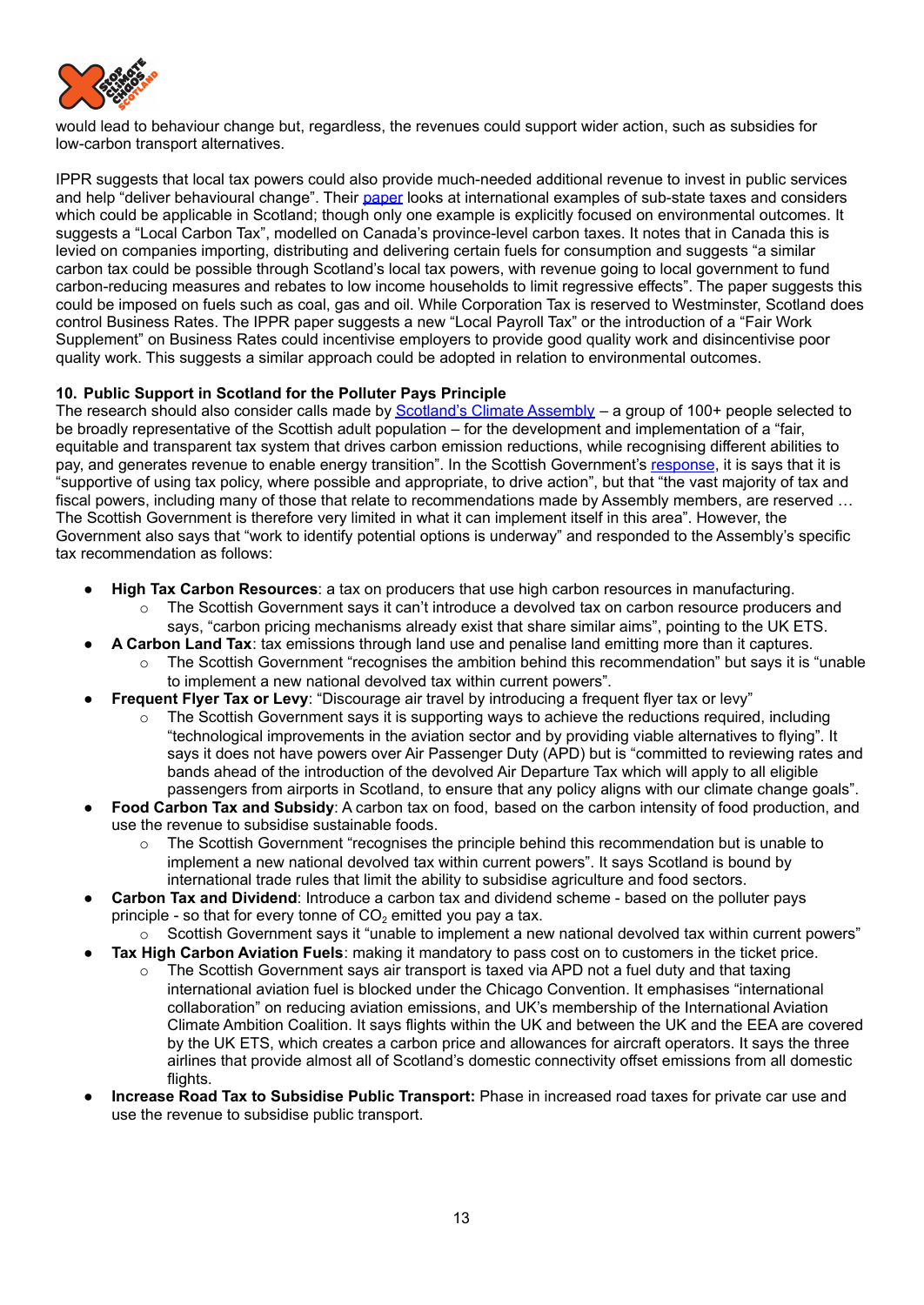would lead to behaviour change but, regardless, the revenues could support wider action, such as subsidies for low-carbon transport alternatives.

IPPR suggests that local tax powers could also provide much-needed additional revenue to invest in public services and help "deliver behavioural change". Their paper looks at international examples of sub-state taxes and considers which could be applicable in Scotland; though only one example is explicitly focused on environmental outcomes. It suggests a "Local Carbon Tax", modelled on Canada's province-level carbon taxes. It notes that in Canada this is levied on companies importing, distributing and delivering certain fuels for consumption and suggests "a similar carbon tax could be possible through Scotland's local tax powers, with revenue going to local government to fund carbon-reducing measures and rebates to low income households to limit regressive effects". The paper suggests this could be imposed on fuels such as coal, gas and oil. While Corporation Tax is reserved to Westminster, Scotland does control Business Rates. The IPPR paper suggests a new "Local Payroll Tax" or the introduction of a "Fair Work Supplement" on Business Rates could incentivise employers to provide good quality work and disincentivise poor quality work. This suggests a similar approach could be adopted in relation to environmental outcomes.

**10. Public Support in Scotland for the Polluter Pays Principle**

The research should also consider calls made by Scotland's Climate Assembly – a group of 100+ people selected to be broadly representative of the Scottish adult population – for the development and implementation of a "fair, equitable and transparent tax system that drives carbon emission reductions, while recognising different abilities to pay, and generates revenue to enable energy transition". In the Scottish Government's response, it is says that it is "supportive of using tax policy, where possible and appropriate, to drive action", but that "the vast majority of tax and fiscal powers, including many of those that relate to recommendations made by Assembly members, are reserved … The Scottish Government is therefore very limited in what it can implement itself in this area". However, the Government also says that "work to identify potential options is underway" and responded to the Assembly's specific tax recommendation as follows:

- **High Tax Carbon Resources**: a tax on producers that use high carbon resources in manufacturing.
  - The Scottish Government says it can't introduce a devolved tax on carbon resource producers and says, "carbon pricing mechanisms already exist that share similar aims", pointing to the UK ETS.
- **A Carbon Land Tax**: tax emissions through land use and penalise land emitting more than it captures.
  - The Scottish Government "recognises the ambition behind this recommendation" but says it is "unable to implement a new national devolved tax within current powers".
- **Frequent Flyer Tax or Levy**: "Discourage air travel by introducing a frequent flyer tax or levy"
  - The Scottish Government says it is supporting ways to achieve the reductions required, including "technological improvements in the aviation sector and by providing viable alternatives to flying". It says it does not have powers over Air Passenger Duty (APD) but is "committed to reviewing rates and bands ahead of the introduction of the devolved Air Departure Tax which will apply to all eligible passengers from airports in Scotland, to ensure that any policy aligns with our climate change goals".
- **Food Carbon Tax and Subsidy**: A carbon tax on food, based on the carbon intensity of food production, and use the revenue to subsidise sustainable foods.
  - The Scottish Government "recognises the principle behind this recommendation but is unable to implement a new national devolved tax within current powers". It says Scotland is bound by international trade rules that limit the ability to subsidise agriculture and food sectors.
- **Carbon Tax and Dividend**: Introduce a carbon tax and dividend scheme - based on the polluter pays principle - so that for every tonne of $CO_2$ emitted you pay a tax.
  - Scottish Government says it "unable to implement a new national devolved tax within current powers"
- **Tax High Carbon Aviation Fuels**: making it mandatory to pass cost on to customers in the ticket price.
  - The Scottish Government says air transport is taxed via APD not a fuel duty and that taxing international aviation fuel is blocked under the Chicago Convention. It emphasises "international collaboration" on reducing aviation emissions, and UK's membership of the International Aviation Climate Ambition Coalition. It says flights within the UK and between the UK and the EEA are covered by the UK ETS, which creates a carbon price and allowances for aircraft operators. It says the three airlines that provide almost all of Scotland's domestic connectivity offset emissions from all domestic flights.
- **Increase Road Tax to Subsidise Public Transport:** Phase in increased road taxes for private car use and use the revenue to subsidise public transport.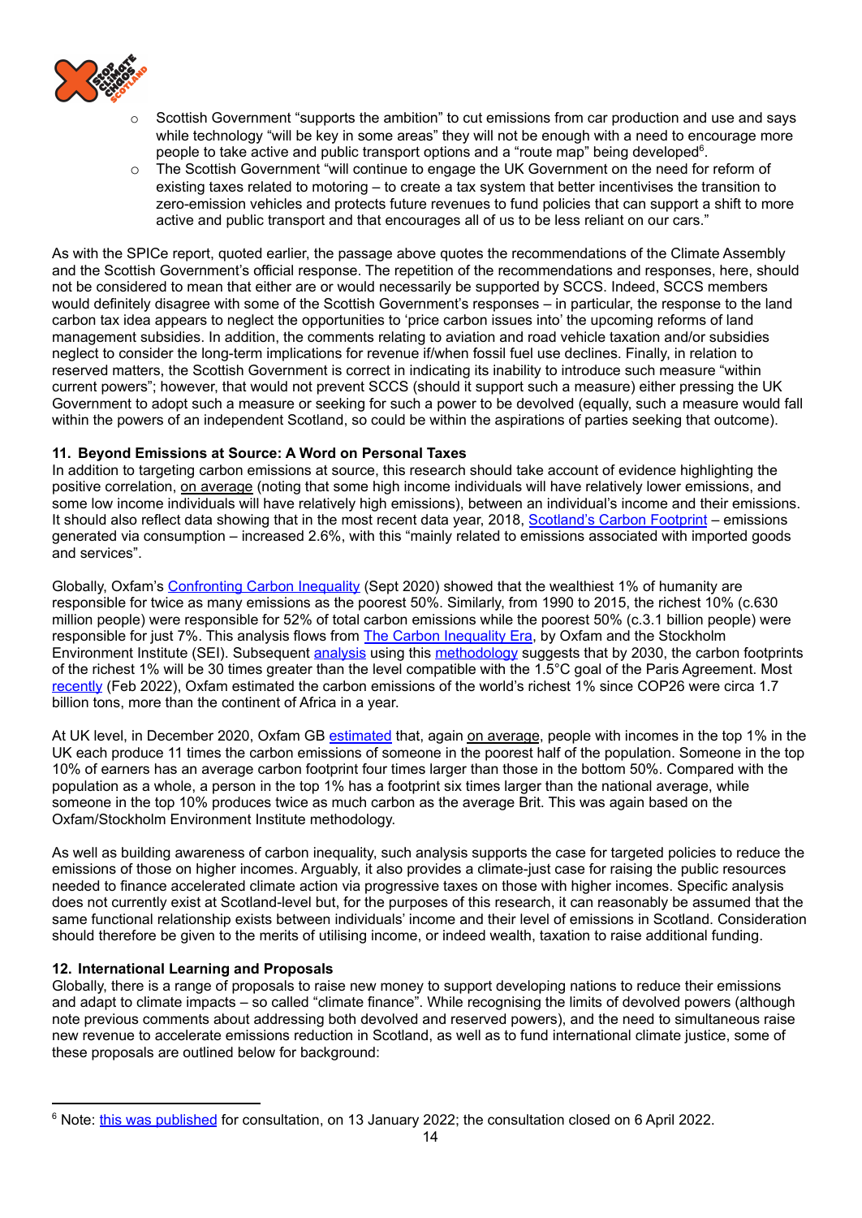- Scottish Government "supports the ambition" to cut emissions from car production and use and says while technology "will be key in some areas" they will not be enough with a need to encourage more people to take active and public transport options and a "route map" being developed[6].
- The Scottish Government "will continue to engage the UK Government on the need for reform of existing taxes related to motoring – to create a tax system that better incentivises the transition to zero-emission vehicles and protects future revenues to fund policies that can support a shift to more active and public transport and that encourages all of us to be less reliant on our cars."

As with the SPICe report, quoted earlier, the passage above quotes the recommendations of the Climate Assembly and the Scottish Government's official response. The repetition of the recommendations and responses, here, should not be considered to mean that either are or would necessarily be supported by SCCS. Indeed, SCCS members would definitely disagree with some of the Scottish Government's responses – in particular, the response to the land carbon tax idea appears to neglect the opportunities to 'price carbon issues into' the upcoming reforms of land management subsidies. In addition, the comments relating to aviation and road vehicle taxation and/or subsidies neglect to consider the long-term implications for revenue if/when fossil fuel use declines. Finally, in relation to reserved matters, the Scottish Government is correct in indicating its inability to introduce such measure "within current powers"; however, that would not prevent SCCS (should it support such a measure) either pressing the UK Government to adopt such a measure or seeking for such a power to be devolved (equally, such a measure would fall within the powers of an independent Scotland, so could be within the aspirations of parties seeking that outcome).

**11. Beyond Emissions at Source: A Word on Personal Taxes**

In addition to targeting carbon emissions at source, this research should take account of evidence highlighting the positive correlation, on average (noting that some high income individuals will have relatively lower emissions, and some low income individuals will have relatively high emissions), between an individual's income and their emissions. It should also reflect data showing that in the most recent data year, 2018, Scotland's Carbon Footprint – emissions generated via consumption – increased 2.6%, with this "mainly related to emissions associated with imported goods and services".

Globally, Oxfam's Confronting Carbon Inequality (Sept 2020) showed that the wealthiest 1% of humanity are responsible for twice as many emissions as the poorest 50%. Similarly, from 1990 to 2015, the richest 10% (c.630 million people) were responsible for 52% of total carbon emissions while the poorest 50% (c.3.1 billion people) were responsible for just 7%. This analysis flows from The Carbon Inequality Era, by Oxfam and the Stockholm Environment Institute (SEI). Subsequent analysis using this methodology suggests that by 2030, the carbon footprints of the richest 1% will be 30 times greater than the level compatible with the 1.5°C goal of the Paris Agreement. Most recently (Feb 2022), Oxfam estimated the carbon emissions of the world's richest 1% since COP26 were circa 1.7 billion tons, more than the continent of Africa in a year.

At UK level, in December 2020, Oxfam GB estimated that, again on average, people with incomes in the top 1% in the UK each produce 11 times the carbon emissions of someone in the poorest half of the population. Someone in the top 10% of earners has an average carbon footprint four times larger than those in the bottom 50%. Compared with the population as a whole, a person in the top 1% has a footprint six times larger than the national average, while someone in the top 10% produces twice as much carbon as the average Brit. This was again based on the Oxfam/Stockholm Environment Institute methodology.

As well as building awareness of carbon inequality, such analysis supports the case for targeted policies to reduce the emissions of those on higher incomes. Arguably, it also provides a climate-just case for raising the public resources needed to finance accelerated climate action via progressive taxes on those with higher incomes. Specific analysis does not currently exist at Scotland-level but, for the purposes of this research, it can reasonably be assumed that the same functional relationship exists between individuals' income and their level of emissions in Scotland. Consideration should therefore be given to the merits of utilising income, or indeed wealth, taxation to raise additional funding.

**12. International Learning and Proposals**

Globally, there is a range of proposals to raise new money to support developing nations to reduce their emissions and adapt to climate impacts – so called "climate finance". While recognising the limits of devolved powers (although note previous comments about addressing both devolved and reserved powers), and the need to simultaneous raise new revenue to accelerate emissions reduction in Scotland, as well as to fund international climate justice, some of these proposals are outlined below for background:

---

[6] Note: this was published for consultation, on 13 January 2022; the consultation closed on 6 April 2022.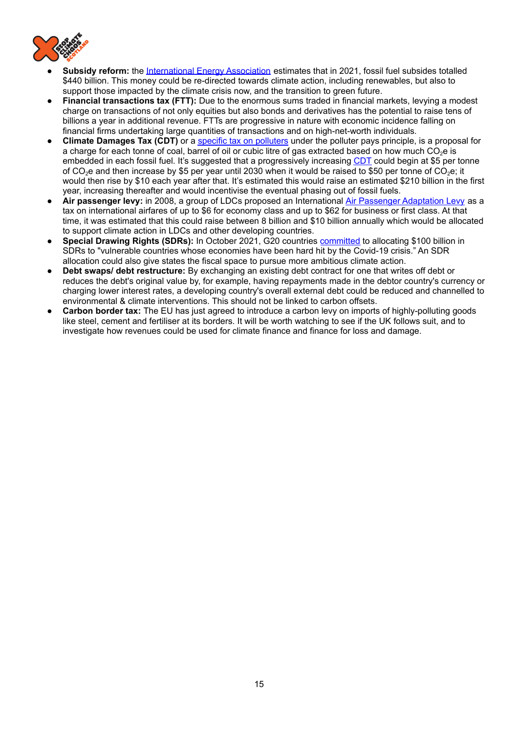- **Subsidy reform:** the International Energy Association estimates that in 2021, fossil fuel subsides totalled $440 billion. This money could be re-directed towards climate action, including renewables, but also to support those impacted by the climate crisis now, and the transition to green future.
- **Financial transactions tax (FTT):** Due to the enormous sums traded in financial markets, levying a modest charge on transactions of not only equities but also bonds and derivatives has the potential to raise tens of billions a year in additional revenue. FTTs are progressive in nature with economic incidence falling on financial firms undertaking large quantities of transactions and on high-net-worth individuals.
- **Climate Damages Tax (CDT)** or a specific tax on polluters under the polluter pays principle, is a proposal for a charge for each tonne of coal, barrel of oil or cubic litre of gas extracted based on how much $CO_2e$ is embedded in each fossil fuel. It's suggested that a progressively increasing CDT could begin at $5 per tonne of $CO_2e$ and then increase by $5 per year until 2030 when it would be raised to $50 per tonne of $CO_2e$; it would then rise by $10 each year after that. It's estimated this would raise an estimated $210 billion in the first year, increasing thereafter and would incentivise the eventual phasing out of fossil fuels.
- **Air passenger levy:** in 2008, a group of LDCs proposed an International Air Passenger Adaptation Levy as a tax on international airfares of up to $6 for economy class and up to $62 for business or first class. At that time, it was estimated that this could raise between 8 billion and $10 billion annually which would be allocated to support climate action in LDCs and other developing countries.
- **Special Drawing Rights (SDRs):** In October 2021, G20 countries committed to allocating $100 billion in SDRs to "vulnerable countries whose economies have been hard hit by the Covid-19 crisis." An SDR allocation could also give states the fiscal space to pursue more ambitious climate action.
- **Debt swaps/ debt restructure:** By exchanging an existing debt contract for one that writes off debt or reduces the debt's original value by, for example, having repayments made in the debtor country's currency or charging lower interest rates, a developing country's overall external debt could be reduced and channelled to environmental & climate interventions. This should not be linked to carbon offsets.
- **Carbon border tax:** The EU has just agreed to introduce a carbon levy on imports of highly-polluting goods like steel, cement and fertiliser at its borders. It will be worth watching to see if the UK follows suit, and to investigate how revenues could be used for climate finance and finance for loss and damage.